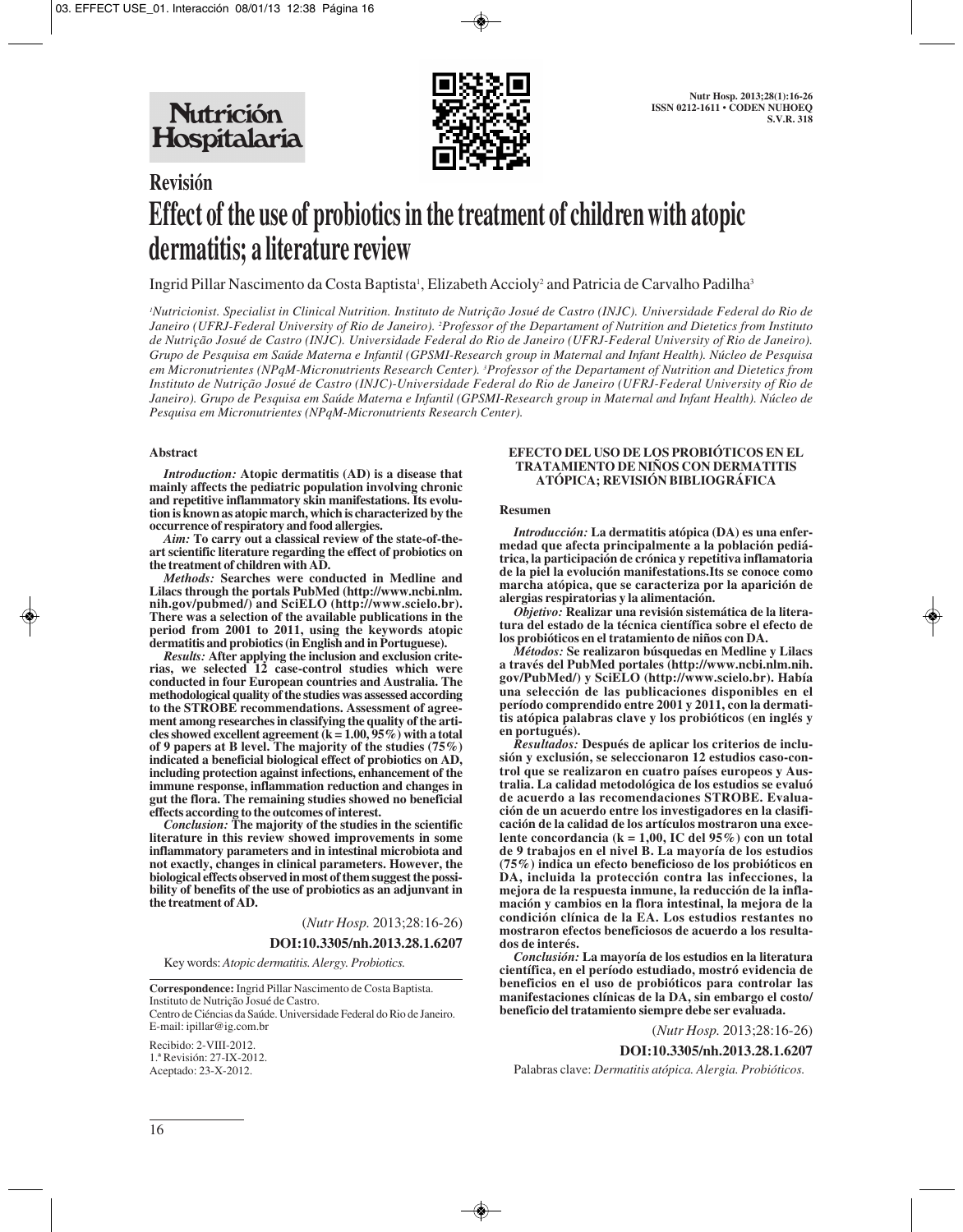# Revisión

# Effect of the use of probiotics in the treatment of children with atopic dermatitis; a literature review

Ingrid Pillar Nascimento da Costa Baptista[1], Elizabeth Accioly[2] and Patricia de Carvalho Padilha[3]

*[1]Nutricionist. Specialist in Clinical Nutrition. Instituto de Nutrição Josué de Castro (INJC). Universidade Federal do Rio de Janeiro (UFRJ-Federal University of Rio de Janeiro). [2]Professor of the Departament of Nutrition and Dietetics from Instituto de Nutrição Josué de Castro (INJC). Universidade Federal do Rio de Janeiro (UFRJ-Federal University of Rio de Janeiro). Grupo de Pesquisa em Saúde Materna e Infantil (GPSMI-Research group in Maternal and Infant Health). Núcleo de Pesquisa em Micronutrientes (NPqM-Micronutrients Research Center). [3]Professor of the Departament of Nutrition and Dietetics from Instituto de Nutrição Josué de Castro (INJC)-Universidade Federal do Rio de Janeiro (UFRJ-Federal University of Rio de Janeiro). Grupo de Pesquisa em Saúde Materna e Infantil (GPSMI-Research group in Maternal and Infant Health). Núcleo de Pesquisa em Micronutrientes (NPqM-Micronutrients Research Center).*

## Abstract

***Introduction:*** **Atopic dermatitis (AD) is a disease that mainly affects the pediatric population involving chronic and repetitive inflammatory skin manifestations. Its evolution is known as atopic march, which is characterized by the occurrence of respiratory and food allergies.**

***Aim:*** **To carry out a classical review of the state-of-the-art scientific literature regarding the effect of probiotics on the treatment of children with AD.**

***Methods:*** **Searches were conducted in Medline and Lilacs through the portals PubMed (http://www.ncbi.nlm.nih.gov/pubmed/) and SciELO (http://www.scielo.br). There was a selection of the available publications in the period from 2001 to 2011, using the keywords atopic dermatitis and probiotics (in English and in Portuguese).**

***Results:*** **After applying the inclusion and exclusion criterias, we selected 12 case-control studies which were conducted in four European countries and Australia. The methodological quality of the studies was assessed according to the STROBE recommendations. Assessment of agreement among researches in classifying the quality of the articles showed excellent agreement (k = 1.00, 95%) with a total of 9 papers at B level. The majority of the studies (75%) indicated a beneficial biological effect of probiotics on AD, including protection against infections, enhancement of the immune response, inflammation reduction and changes in gut the flora. The remaining studies showed no beneficial effects according to the outcomes of interest.**

***Conclusion:*** **The majority of the studies in the scientific literature in this review showed improvements in some inflammatory parameters and in intestinal microbiota and not exactly, changes in clinical parameters. However, the biological effects observed in most of them suggest the possibility of benefits of the use of probiotics as an adjunvant in the treatment of AD.**

(*Nutr Hosp.* 2013;28:16-26)

**DOI:10.3305/nh.2013.28.1.6207**

Key words: *Atopic dermatitis. Alergy. Probiotics.*

**Correspondence:** Ingrid Pillar Nascimento de Costa Baptista.
Instituto de Nutrição Josué de Castro.
Centro de Ciências da Saúde. Universidade Federal do Rio de Janeiro.
E-mail: ipillar@ig.com.br

Recibido: 2-VIII-2012.
1.ª Revisión: 27-IX-2012.
Aceptado: 23-X-2012.

## EFECTO DEL USO DE LOS PROBIÓTICOS EN EL TRATAMIENTO DE NIÑOS CON DERMATITIS ATÓPICA; REVISIÓN BIBLIOGRÁFICA

### Resumen

***Introducción:*** **La dermatitis atópica (DA) es una enfermedad que afecta principalmente a la población pediátrica, la participación de crónica y repetitiva inflamatoria de la piel la evolución manifestations.Its se conoce como marcha atópica, que se caracteriza por la aparición de alergias respiratorias y la alimentación.**

***Objetivo:*** **Realizar una revisión sistemática de la literatura del estado de la técnica científica sobre el efecto de los probióticos en el tratamiento de niños con DA.**

***Métodos:*** **Se realizaron búsquedas en Medline y Lilacs a través del PubMed portales (http://www.ncbi.nlm.nih.gov/PubMed/) y SciELO (http://www.scielo.br). Había una selección de las publicaciones disponibles en el período comprendido entre 2001 y 2011, con la dermatitis atópica palabras clave y los probióticos (en inglés y en portugués).**

***Resultados:*** **Después de aplicar los criterios de inclusión y exclusión, se seleccionaron 12 estudios caso-control que se realizaron en cuatro países europeos y Australia. La calidad metodológica de los estudios se evaluó de acuerdo a las recomendaciones STROBE. Evaluación de un acuerdo entre los investigadores en la clasificación de la calidad de los artículos mostraron una excelente concordancia (k = 1,00, IC del 95%) con un total de 9 trabajos en el nivel B. La mayoría de los estudios (75%) indica un efecto beneficioso de los probióticos en DA, incluida la protección contra las infecciones, la mejora de la respuesta inmune, la reducción de la inflamación y cambios en la flora intestinal, la mejora de la condición clínica de la EA. Los estudios restantes no mostraron efectos beneficiosos de acuerdo a los resultados de interés.**

***Conclusión:*** **La mayoría de los estudios en la literatura científica, en el período estudiado, mostró evidencia de beneficios en el uso de probióticos para controlar las manifestaciones clínicas de la DA, sin embargo el costo/beneficio del tratamiento siempre debe ser evaluada.**

(*Nutr Hosp.* 2013;28:16-26)

**DOI:10.3305/nh.2013.28.1.6207**

Palabras clave: *Dermatitis atópica. Alergia. Probióticos.*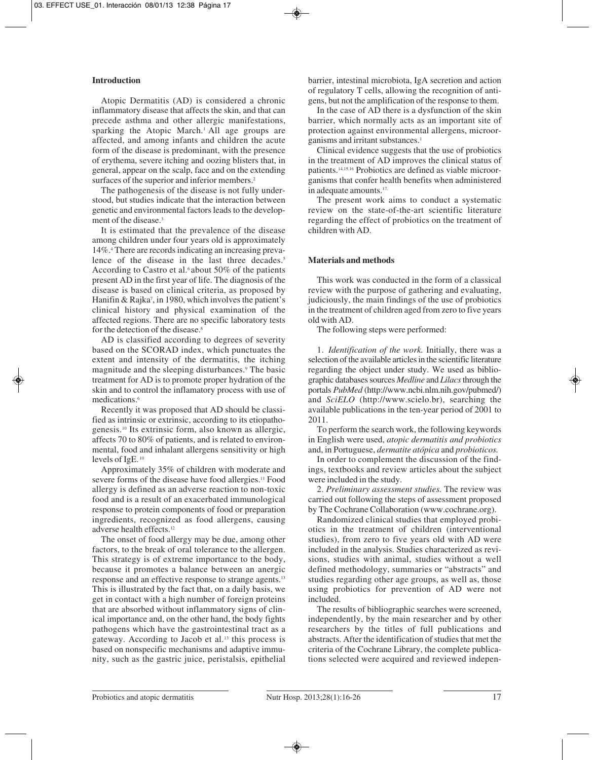## Introduction

Atopic Dermatitis (AD) is considered a chronic inflammatory disease that affects the skin, and that can precede asthma and other allergic manifestations, sparking the Atopic March.[1] All age groups are affected, and among infants and children the acute form of the disease is predominant, with the presence of erythema, severe itching and oozing blisters that, in general, appear on the scalp, face and on the extending surfaces of the superior and inferior members.[2]

The pathogenesis of the disease is not fully understood, but studies indicate that the interaction between genetic and environmental factors leads to the development of the disease.[3]

It is estimated that the prevalence of the disease among children under four years old is approximately 14%.[4] There are records indicating an increasing prevalence of the disease in the last three decades.[5] According to Castro et al.[6] about 50% of the patients present AD in the first year of life. The diagnosis of the disease is based on clinical criteria, as proposed by Hanifin & Rajka[7], in 1980, which involves the patient's clinical history and physical examination of the affected regions. There are no specific laboratory tests for the detection of the disease.[8]

AD is classified according to degrees of severity based on the SCORAD index, which punctuates the extent and intensity of the dermatitis, the itching magnitude and the sleeping disturbances.[9] The basic treatment for AD is to promote proper hydration of the skin and to control the inflamatory process with use of medications.[6]

Recently it was proposed that AD should be classified as intrinsic or extrinsic, according to its etiopathogenesis.[10] Its extrinsic form, also known as allergic, affects 70 to 80% of patients, and is related to environmental, food and inhalant allergens sensitivity or high levels of IgE.[10]

Approximately 35% of children with moderate and severe forms of the disease have food allergies.[11] Food allergy is defined as an adverse reaction to non-toxic food and is a result of an exacerbated immunological response to protein components of food or preparation ingredients, recognized as food allergens, causing adverse health effects.[12]

The onset of food allergy may be due, among other factors, to the break of oral tolerance to the allergen. This strategy is of extreme importance to the body, because it promotes a balance between an anergic response and an effective response to strange agents.[13] This is illustrated by the fact that, on a daily basis, we get in contact with a high number of foreign proteins that are absorbed without inflammatory signs of clinical importance and, on the other hand, the body fights pathogens which have the gastrointestinal tract as a gateway. According to Jacob et al.[13] this process is based on nonspecific mechanisms and adaptive immunity, such as the gastric juice, peristalsis, epithelial barrier, intestinal microbiota, IgA secretion and action of regulatory T cells, allowing the recognition of antigens, but not the amplification of the response to them.

In the case of AD there is a dysfunction of the skin barrier, which normally acts as an important site of protection against environmental allergens, microorganisms and irritant substances.[1]

Clinical evidence suggests that the use of probiotics in the treatment of AD improves the clinical status of patients.[14,15,16] Probiotics are defined as viable microorganisms that confer health benefits when administered in adequate amounts.[17]

The present work aims to conduct a systematic review on the state-of-the-art scientific literature regarding the effect of probiotics on the treatment of children with AD.

## Materials and methods

This work was conducted in the form of a classical review with the purpose of gathering and evaluating, judiciously, the main findings of the use of probiotics in the treatment of children aged from zero to five years old with AD.

The following steps were performed:

1. *Identification of the work.* Initially, there was a selection of the available articles in the scientific literature regarding the object under study. We used as bibliographic databases sources *Medline* and *Lilacs* through the portals *PubMed* (http://www.ncbi.nlm.nih.gov/pubmed/) and *SciELO* (http://www.scielo.br), searching the available publications in the ten-year period of 2001 to 2011.

To perform the search work, the following keywords in English were used, *atopic dermatitis and probiotics* and, in Portuguese, *dermatite atópica* and *probioticos.*

In order to complement the discussion of the findings, textbooks and review articles about the subject were included in the study.

2. *Preliminary assessment studies.* The review was carried out following the steps of assessment proposed by The Cochrane Collaboration (www.cochrane.org).

Randomized clinical studies that employed probiotics in the treatment of children (interventional studies), from zero to five years old with AD were included in the analysis. Studies characterized as revisions, studies with animal, studies without a well defined methodology, summaries or "abstracts" and studies regarding other age groups, as well as, those using probiotics for prevention of AD were not included.

The results of bibliographic searches were screened, independently, by the main researcher and by other researchers by the titles of full publications and abstracts. After the identification of studies that met the criteria of the Cochrane Library, the complete publications selected were acquired and reviewed indepen-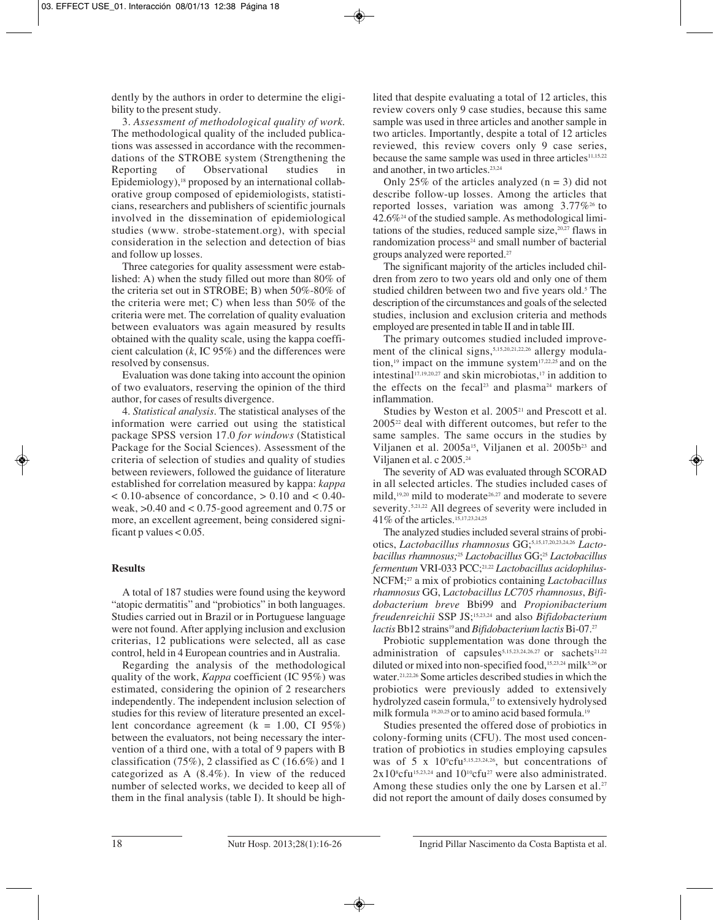dently by the authors in order to determine the eligibility to the present study.

3. *Assessment of methodological quality of work.* The methodological quality of the included publications was assessed in accordance with the recommendations of the STROBE system (Strengthening the Reporting of Observational studies in Epidemiology),[18] proposed by an international collaborative group composed of epidemiologists, statisticians, researchers and publishers of scientific journals involved in the dissemination of epidemiological studies (www. strobe-statement.org), with special consideration in the selection and detection of bias and follow up losses.

Three categories for quality assessment were established: A) when the study filled out more than 80% of the criteria set out in STROBE; B) when 50%-80% of the criteria were met; C) when less than 50% of the criteria were met. The correlation of quality evaluation between evaluators was again measured by results obtained with the quality scale, using the kappa coefficient calculation (*k*, IC 95%) and the differences were resolved by consensus.

Evaluation was done taking into account the opinion of two evaluators, reserving the opinion of the third author, for cases of results divergence.

4. *Statistical analysis*. The statistical analyses of the information were carried out using the statistical package SPSS version 17.0 *for windows* (Statistical Package for the Social Sciences). Assessment of the criteria of selection of studies and quality of studies between reviewers, followed the guidance of literature established for correlation measured by kappa: *kappa* < 0.10-absence of concordance, > 0.10 and < 0.40-weak, >0.40 and < 0.75-good agreement and 0.75 or more, an excellent agreement, being considered significant p values < 0.05.

## Results

A total of 187 studies were found using the keyword "atopic dermatitis" and "probiotics" in both languages. Studies carried out in Brazil or in Portuguese language were not found. After applying inclusion and exclusion criterias, 12 publications were selected, all as case control, held in 4 European countries and in Australia.

Regarding the analysis of the methodological quality of the work, *Kappa* coefficient (IC 95%) was estimated, considering the opinion of 2 researchers independently. The independent inclusion selection of studies for this review of literature presented an excellent concordance agreement (k = 1.00, CI 95%) between the evaluators, not being necessary the intervention of a third one, with a total of 9 papers with B classification (75%), 2 classified as C (16.6%) and 1 categorized as A (8.4%). In view of the reduced number of selected works, we decided to keep all of them in the final analysis (table I). It should be highlited that despite evaluating a total of 12 articles, this review covers only 9 case studies, because this same sample was used in three articles and another sample in two articles. Importantly, despite a total of 12 articles reviewed, this review covers only 9 case series, because the same sample was used in three articles[11,15,22] and another, in two articles.[23,24]

Only 25% of the articles analyzed (n = 3) did not describe follow-up losses. Among the articles that reported losses, variation was among 3.77%[26] to 42.6%[24] of the studied sample. As methodological limitations of the studies, reduced sample size,[20,27] flaws in randomization process[24] and small number of bacterial groups analyzed were reported.[27]

The significant majority of the articles included children from zero to two years old and only one of them studied children between two and five years old.[5] The description of the circumstances and goals of the selected studies, inclusion and exclusion criteria and methods employed are presented in table II and in table III.

The primary outcomes studied included improvement of the clinical signs,[5,15,20,21,22,26] allergy modulation,[19] impact on the immune system[17,22,25] and on the intestinal[17,19,20,27] and skin microbiotas,[17] in addition to the effects on the fecal[23] and plasma[24] markers of inflammation.

Studies by Weston et al. 2005[21] and Prescott et al. 2005[22] deal with different outcomes, but refer to the same samples. The same occurs in the studies by Viljanen et al. 2005a[15], Viljanen et al. 2005b[23] and Viljanen et al. c 2005.[24]

The severity of AD was evaluated through SCORAD in all selected articles. The studies included cases of mild,[19,20] mild to moderate[26,27] and moderate to severe severity.[5,21,22] All degrees of severity were included in 41% of the articles.[15,17,23,24,25]

The analyzed studies included several strains of probiotics, *Lactobacillus rhamnosus* GG;[5,15,17,20,23,24,26] *Lactobacillus rhamnosus;*[25] *Lactobacillus* GG;[25] *Lactobacillus fermentum* VRI-033 PCC;[21,22] *Lactobacillus acidophilus*-NCFM;[27] a mix of probiotics containing *Lactobacillus rhamnosus* GG, L*actobacillus LC705 rhamnosus*, *Bifidobacterium breve* Bbi99 and *Propionibacterium freudenreichii* SSP JS;[15,23,24] and also *Bifidobacterium lactis* Bb12 strains[19] and *Bifidobacterium lactis* Bi-07.[27]

Probiotic supplementation was done through the administration of capsules[5,15,23,24,26,27] or sachets[21,22] diluted or mixed into non-specified food,[15,23,24] milk[5,26] or water.[21,22,26] Some articles described studies in which the probiotics were previously added to extensively hydrolyzed casein formula,[17] to extensively hydrolysed milk formula [19,20,25] or to amino acid based formula.[19]

Studies presented the offered dose of probiotics in colony-forming units (CFU). The most used concentration of probiotics in studies employing capsules was of 5 x $10^9$cfu[5,15,23,24,26], but concentrations of 2x$10^8$cfu[15,23,24] and $10^{10}$cfu[27] were also administrated. Among these studies only the one by Larsen et al.[27] did not report the amount of daily doses consumed by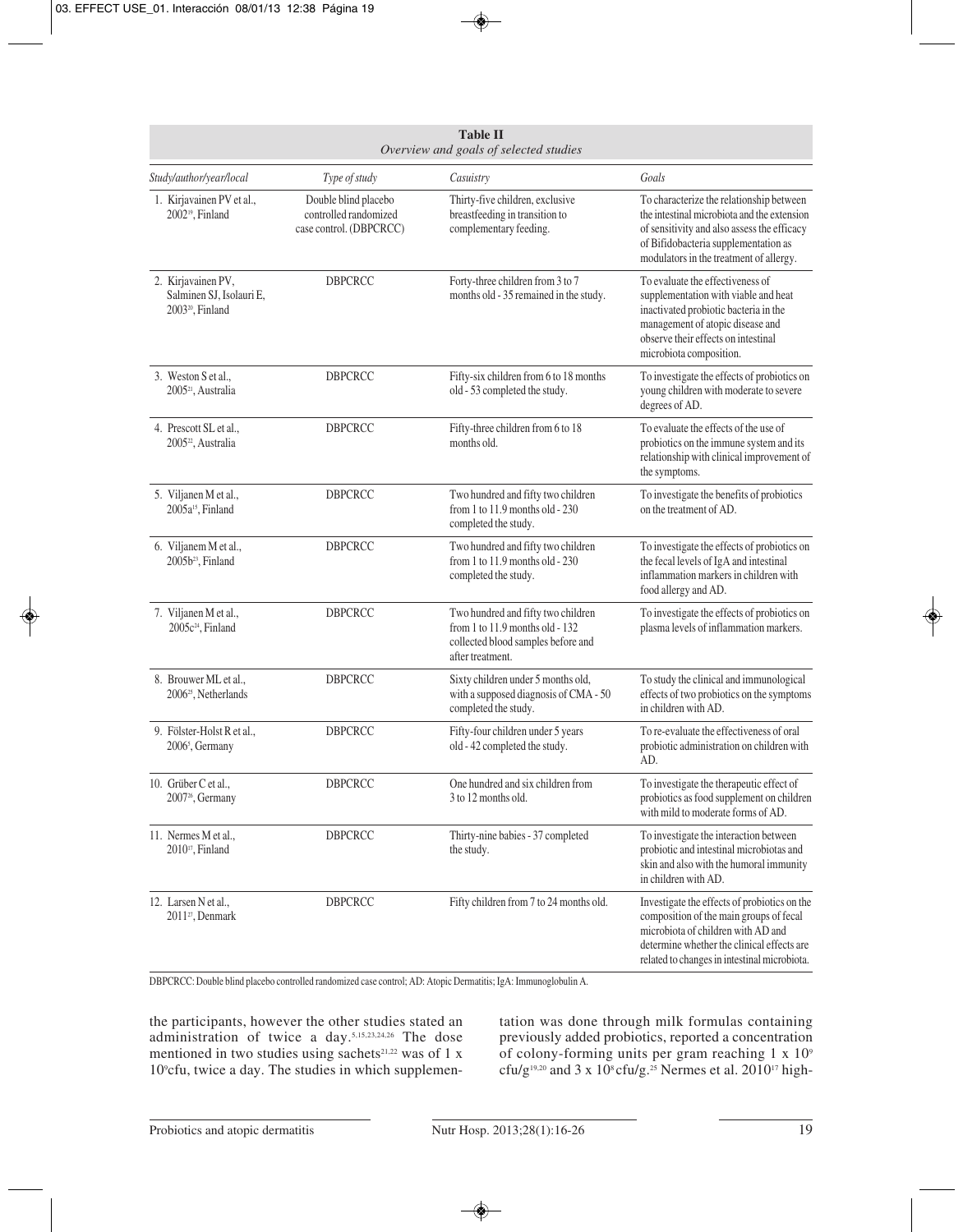**Table II**
*Overview and goals of selected studies*

| *Study/author/year/local* | *Type of study* | *Casuistry* | *Goals* |
|---|---|---|---|
| 1. Kirjavainen PV et al., 2002[19], Finland | Double blind placebo controlled randomized case control. (DBPCRCC) | Thirty-five children, exclusive breastfeeding in transition to complementary feeding. | To characterize the relationship between the intestinal microbiota and the extension of sensitivity and also assess the efficacy of Bifidobacteria supplementation as modulators in the treatment of allergy. |
| 2. Kirjavainen PV, Salminen SJ, Isolauri E, 2003[20], Finland | DBPCRCC | Forty-three children from 3 to 7 months old - 35 remained in the study. | To evaluate the effectiveness of supplementation with viable and heat inactivated probiotic bacteria in the management of atopic disease and observe their effects on intestinal microbiota composition. |
| 3. Weston S et al., 2005[21], Australia | DBPCRCC | Fifty-six children from 6 to 18 months old - 53 completed the study. | To investigate the effects of probiotics on young children with moderate to severe degrees of AD. |
| 4. Prescott SL et al., 2005[22], Australia | DBPCRCC | Fifty-three children from 6 to 18 months old. | To evaluate the effects of the use of probiotics on the immune system and its relationship with clinical improvement of the symptoms. |
| 5. Viljanen M et al., 2005a[15], Finland | DBPCRCC | Two hundred and fifty two children from 1 to 11.9 months old - 230 completed the study. | To investigate the benefits of probiotics on the treatment of AD. |
| 6. Viljanem M et al., 2005b[23], Finland | DBPCRCC | Two hundred and fifty two children from 1 to 11.9 months old - 230 completed the study. | To investigate the effects of probiotics on the fecal levels of IgA and intestinal inflammation markers in children with food allergy and AD. |
| 7. Viljanen M et al., 2005c[24], Finland | DBPCRCC | Two hundred and fifty two children from 1 to 11.9 months old - 132 collected blood samples before and after treatment. | To investigate the effects of probiotics on plasma levels of inflammation markers. |
| 8. Brouwer ML et al., 2006[25], Netherlands | DBPCRCC | Sixty children under 5 months old, with a supposed diagnosis of CMA - 50 completed the study. | To study the clinical and immunological effects of two probiotics on the symptoms in children with AD. |
| 9. Fölster-Holst R et al., 2006[5], Germany | DBPCRCC | Fifty-four children under 5 years old - 42 completed the study. | To re-evaluate the effectiveness of oral probiotic administration on children with AD. |
| 10. Grüber C et al., 2007[26], Germany | DBPCRCC | One hundred and six children from 3 to 12 months old. | To investigate the therapeutic effect of probiotics as food supplement on children with mild to moderate forms of AD. |
| 11. Nermes M et al., 2010[17], Finland | DBPCRCC | Thirty-nine babies - 37 completed the study. | To investigate the interaction between probiotic and intestinal microbiotas and skin and also with the humoral immunity in children with AD. |
| 12. Larsen N et al., 2011[27], Denmark | DBPCRCC | Fifty children from 7 to 24 months old. | Investigate the effects of probiotics on the composition of the main groups of fecal microbiota of children with AD and determine whether the clinical effects are related to changes in intestinal microbiota. |

DBPCRCC: Double blind placebo controlled randomized case control; AD: Atopic Dermatitis; IgA: Immunoglobulin A.

the participants, however the other studies stated an administration of twice a day.[5,15,23,24,26] The dose mentioned in two studies using sachets[21,22] was of 1 x $10^9$cfu, twice a day. The studies in which supplementation was done through milk formulas containing previously added probiotics, reported a concentration of colony-forming units per gram reaching 1 x $10^9$ cfu/g[19,20] and 3 x $10^8$ cfu/g.[25] Nermes et al. 2010[17] high-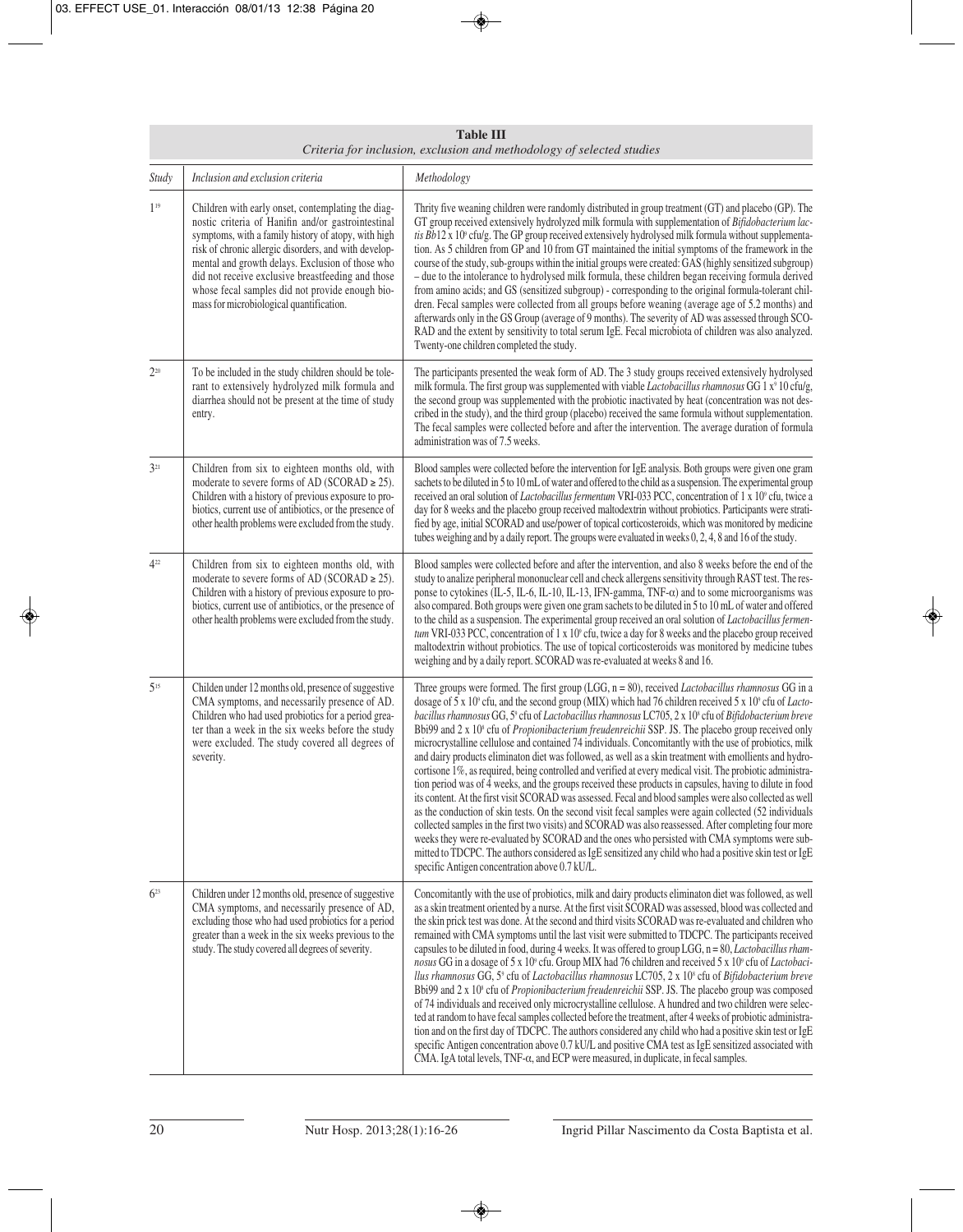**Table III**
*Criteria for inclusion, exclusion and methodology of selected studies*

| *Study* | *Inclusion and exclusion criteria* | *Methodology* |
|---|---|---|
| 1[19] | Children with early onset, contemplating the diagnostic criteria of Hanifin and/or gastrointestinal symptoms, with a family history of atopy, with high risk of chronic allergic disorders, and with developmental and growth delays. Exclusion of those who did not receive exclusive breastfeeding and those whose fecal samples did not provide enough biomass for microbiological quantification. | Thrity five weaning children were randomly distributed in group treatment (GT) and placebo (GP). The GT group received extensively hydrolyzed milk formula with supplementation of *Bifidobacterium lactis Bb*12 x 10⁹ cfu/g. The GP group received extensively hydrolysed milk formula without supplementation. As 5 children from GP and 10 from GT maintained the initial symptoms of the framework in the course of the study, sub-groups within the initial groups were created: GAS (highly sensitized subgroup) – due to the intolerance to hydrolysed milk formula, these children began receiving formula derived from amino acids; and GS (sensitized subgroup) - corresponding to the original formula-tolerant children. Fecal samples were collected from all groups before weaning (average age of 5.2 months) and afterwards only in the GS Group (average of 9 months). The severity of AD was assessed through SCORAD and the extent by sensitivity to total serum IgE. Fecal microbiota of children was also analyzed. Twenty-one children completed the study. |
| 2[20] | To be included in the study children should be tolerant to extensively hydrolyzed milk formula and diarrhea should not be present at the time of study entry. | The participants presented the weak form of AD. The 3 study groups received extensively hydrolysed milk formula. The first group was supplemented with viable *Lactobacillus rhamnosus* GG 1 x⁹ 10 cfu/g, the second group was supplemented with the probiotic inactivated by heat (concentration was not described in the study), and the third group (placebo) received the same formula without supplementation. The fecal samples were collected before and after the intervention. The average duration of formula administration was of 7.5 weeks. |
| 3[21] | Children from six to eighteen months old, with moderate to severe forms of AD (SCORAD ≥ 25). Children with a history of previous exposure to probiotics, current use of antibiotics, or the presence of other health problems were excluded from the study. | Blood samples were collected before the intervention for IgE analysis. Both groups were given one gram sachets to be diluted in 5 to 10 mL of water and offered to the child as a suspension. The experimental group received an oral solution of *Lactobacillus fermentum* VRI-033 PCC, concentration of 1 x 10⁹ cfu, twice a day for 8 weeks and the placebo group received maltodextrin without probiotics. Participants were stratified by age, initial SCORAD and use/power of topical corticosteroids, which was monitored by medicine tubes weighing and by a daily report. The groups were evaluated in weeks 0, 2, 4, 8 and 16 of the study. |
| 4[22] | Children from six to eighteen months old, with moderate to severe forms of AD (SCORAD ≥ 25). Children with a history of previous exposure to probiotics, current use of antibiotics, or the presence of other health problems were excluded from the study. | Blood samples were collected before and after the intervention, and also 8 weeks before the end of the study to analize peripheral mononuclear cell and check allergens sensitivity through RAST test. The response to cytokines (IL-5, IL-6, IL-10, IL-13, IFN-gamma, TNF-α) and to some microorganisms was also compared. Both groups were given one gram sachets to be diluted in 5 to 10 mL of water and offered to the child as a suspension. The experimental group received an oral solution of *Lactobacillus fermentum* VRI-033 PCC, concentration of 1 x 10⁹ cfu, twice a day for 8 weeks and the placebo group received maltodextrin without probiotics. The use of topical corticosteroids was monitored by medicine tubes weighing and by a daily report. SCORAD was re-evaluated at weeks 8 and 16. |
| 5[15] | Childen under 12 months old, presence of suggestive CMA symptoms, and necessarily presence of AD. Children who had used probiotics for a period greater than a week in the six weeks before the study were excluded. The study covered all degrees of severity. | Three groups were formed. The first group (LGG, n = 80), received *Lactobacillus rhamnosus* GG in a dosage of 5 x 10⁹ cfu, and the second group (MIX) which had 76 children received 5 x 10⁹ cfu of *Lactobacillus rhamnosus* GG, 5⁹ cfu of *Lactobacillus rhamnosus* LC705, 2 x 10⁸ cfu of *Bifidobacterium breve* Bbi99 and 2 x 10⁸ cfu of *Propionibacterium freudenreichii* SSP. JS. The placebo group received only microcrystalline cellulose and contained 74 individuals. Concomitantly with the use of probiotics, milk and dairy products eliminaton diet was followed, as well as a skin treatment with emollients and hydrocortisone 1%, as required, being controlled and verified at every medical visit. The probiotic administration period was of 4 weeks, and the groups received these products in capsules, having to dilute in food its content. At the first visit SCORAD was assessed. Fecal and blood samples were also collected as well as the conduction of skin tests. On the second visit fecal samples were again collected (52 individuals collected samples in the first two visits) and SCORAD was also reassessed. After completing four more weeks they were re-evaluated by SCORAD and the ones who persisted with CMA symptoms were submitted to TDCPC. The authors considered as IgE sensitized any child who had a positive skin test or IgE specific Antigen concentration above 0.7 kU/L. |
| 6[23] | Children under 12 months old, presence of suggestive CMA symptoms, and necessarily presence of AD, excluding those who had used probiotics for a period greater than a week in the six weeks previous to the study. The study covered all degrees of severity. | Concomitantly with the use of probiotics, milk and dairy products eliminaton diet was followed, as well as a skin treatment oriented by a nurse. At the first visit SCORAD was assessed, blood was collected and the skin prick test was done. At the second and third visits SCORAD was re-evaluated and children who remained with CMA symptoms until the last visit were submitted to TDCPC. The participants received capsules to be diluted in food, during 4 weeks. It was offered to group LGG, n = 80, *Lactobacillus rhamnosus* GG in a dosage of 5 x 10⁹ cfu. Group MIX had 76 children and received 5 x 10⁹ cfu of *Lactobacillus rhamnosus* GG, 5⁹ cfu of *Lactobacillus rhamnosus* LC705, 2 x 10⁸ cfu of *Bifidobacterium breve* Bbi99 and 2 x 10⁸ cfu of *Propionibacterium freudenreichii* SSP. JS. The placebo group was composed of 74 individuals and received only microcrystalline cellulose. A hundred and two children were selected at random to have fecal samples collected before the treatment, after 4 weeks of probiotic administration and on the first day of TDCPC. The authors considered any child who had a positive skin test or IgE specific Antigen concentration above 0.7 kU/L and positive CMA test as IgE sensitized associated with CMA. IgA total levels, TNF-α, and ECP were measured, in duplicate, in fecal samples. |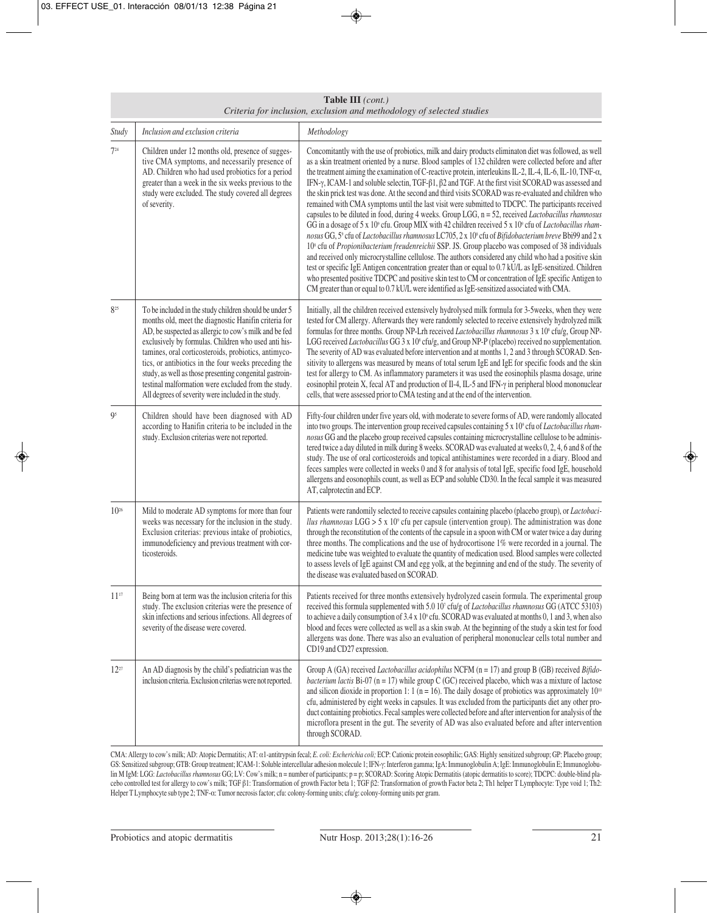**Table III** *(cont.)*
*Criteria for inclusion, exclusion and methodology of selected studies*

| *Study* | *Inclusion and exclusion criteria* | *Methodology* |
|---|---|---|
| 7[24] | Children under 12 months old, presence of suggestive CMA symptoms, and necessarily presence of AD. Children who had used probiotics for a period greater than a week in the six weeks previous to the study were excluded. The study covered all degrees of severity. | Concomitantly with the use of probiotics, milk and dairy products eliminaton diet was followed, as well as a skin treatment oriented by a nurse. Blood samples of 132 children were collected before and after the treatment aiming the examination of C-reactive protein, interleukins IL-2, IL-4, IL-6, IL-10, TNF-α, IFN-γ, ICAM-1 and soluble selectin, TGF-β1, β2 and TGF. At the first visit SCORAD was assessed and the skin prick test was done. At the second and third visits SCORAD was re-evaluated and children who remained with CMA symptoms until the last visit were submitted to TDCPC. The participants received capsules to be diluted in food, during 4 weeks. Group LGG, n = 52, received *Lactobacillus rhamnosus* GG in a dosage of 5 x $10^9$ cfu. Group MIX with 42 children received 5 x $10^9$ cfu of *Lactobacillus rhamnosus* GG, $5^9$ cfu of *Lactobacillus rhamnosus* LC705, 2 x $10^8$ cfu of *Bifidobacterium breve* Bbi99 and 2 x $10^9$ cfu of *Propionibacterium freudenreichii* SSP. JS. Group placebo was composed of 38 individuals and received only microcrystalline cellulose. The authors considered any child who had a positive skin test or specific IgE Antigen concentration greater than or equal to 0.7 kU/L as IgE-sensitized. Children who presented positive TDCPC and positive skin test to CM or concentration of IgE specific Antigen to CM greater than or equal to 0.7 kU/L were identified as IgE-sensitized associated with CMA. |
| 8[25] | To be included in the study children should be under 5 months old, meet the diagnostic Hanifin criteria for AD, be suspected as allergic to cow's milk and be fed exclusively by formulas. Children who used anti histamines, oral corticosteroids, probiotics, antimycotics, or antibiotics in the four weeks preceding the study, as well as those presenting congenital gastrointestinal malformation were excluded from the study. All degrees of severity were included in the study. | Initially, all the children received extensively hydrolysed milk formula for 3-5weeks, when they were tested for CM allergy. Afterwards they were randomly selected to receive extensively hydrolyzed milk formulas for three months. Group NP-Lrh received *Lactobacillus rhamnosus* 3 x $10^8$ cfu/g, Group NP-LGG received *Lactobacillus* GG 3 x $10^8$ cfu/g, and Group NP-P (placebo) received no supplementation. The severity of AD was evaluated before intervention and at months 1, 2 and 3 through SCORAD. Sensitivity to allergens was measured by means of total serum IgE and IgE for specific foods and the skin prick test for allergy to CM. As inflammatory parameters it was used the eosinophils plasma dosage, urine eosinophil protein X, fecal AT and production of Il-4, IL-5 and IFN-γ in peripheral blood mononuclear cells, that were assessed prior to CMA testing and at the end of the intervention. |
| 9[5] | Children should have been diagnosed with AD according to Hanifin criteria to be included in the study. Exclusion criterias were not reported. | Fifty-four children under five years old, with moderate to severe forms of AD, were randomly allocated into two groups. The intervention group received capsules containing 5 x $10^9$ cfu of *Lactobacillus rhamnosus* GG and the placebo group received capsules containing microcrystalline cellulose to be administered twice a day diluted in milk during 8 weeks. SCORAD was evaluated at weeks 0, 2, 4, 6 and 8 of the study. The use of oral corticosteroids and topical antihistamines were recorded in a diary. Blood and feces samples were collected in weeks 0 and 8 for analysis of total IgE, specific food IgE, household allergens and eosonophils count, as well as ECP and soluble CD30. In the fecal sample it was measured AT, calprotectin and ECP. |
| 10[26] | Mild to moderate AD symptoms for more than four weeks was necessary for the inclusion in the study. Exclusion criterias: previous intake of probiotics, immunodeficiency and previous treatment with corticosteroids. | Patients were randomily selected to receive capsules containing placebo (placebo group), or *Lactobacillus rhamnosus* LGG > 5 x $10^9$ cfu per capsule (intervention group). The administration was done through the reconstitution of the contents of the capsule in a spoon with CM or water twice a day during three months. The complications and the use of hydrocortisone 1% were recorded in a journal. The medicine tube was weighted to evaluate the quantity of medication used. Blood samples were collected to assess levels of IgE against CM and egg yolk, at the beginning and end of the study. The severity of the disease was evaluated based on SCORAD. |
| 11[17] | Being born at term was the inclusion criteria for this study. The exclusion criterias were the presence of skin infections and serious infections. All degrees of severity of the disease were covered. | Patients received for three months extensively hydrolyzed casein formula. The experimental group received this formula supplemented with 5.0 $10^7$ cfu/g of *Lactobacillus rhamnosus* GG (ATCC 53103) to achieve a daily consumption of 3.4 x $10^8$ cfu. SCORAD was evaluated at months 0, 1 and 3, when also blood and feces were collected as well as a skin swab. At the beginning of the study a skin test for food allergens was done. There was also an evaluation of peripheral mononuclear cells total number and CD19 and CD27 expression. |
| 12[27] | An AD diagnosis by the child's pediatrician was the inclusion criteria. Exclusion criterias were not reported. | Group A (GA) received *Lactobacillus acidophilus* NCFM (n = 17) and group B (GB) received *Bifidobacterium lactis* Bi-07 (n = 17) while group C (GC) received placebo, which was a mixture of lactose and silicon dioxide in proportion 1: 1 (n = 16). The daily dosage of probiotics was approximately $10^{10}$ cfu, administered by eight weeks in capsules. It was excluded from the participants diet any other product containing probiotics. Fecal samples were collected before and after intervention for analysis of the microflora present in the gut. The severity of AD was also evaluated before and after intervention through SCORAD. |

CMA: Allergy to cow's milk; AD: Atopic Dermatitis; AT: α1-antitrypsin fecal; *E. coli: Escherichia coli;* ECP: Cationic protein eosophilic; GAS: Highly sensitized subgroup; GP: Placebo group; GS: Sensitized subgroup; GTB: Group treatment; ICAM-1: Soluble intercellular adhesion molecule 1; IFN-γ: Interferon gamma; IgA: Immunoglobulin A; IgE: Immunoglobulin E; Immunoglobulin M IgM: LGG: *Lactobacillus rhamnosus* GG; LV: Cow's milk; n = number of participants; p = p; SCORAD: Scoring Atopic Dermatitis (atopic dermatitis to score); TDCPC: double-blind placebo controlled test for allergy to cow's milk; TGF β1: Transformation of growth Factor beta 1; TGF β2: Transformation of growth Factor beta 2; Th1 helper T Lymphocyte: Type void 1; Th2: Helper T Lymphocyte sub type 2; TNF-α: Tumor necrosis factor; cfu: colony-forming units; cfu/g: colony-forming units per gram.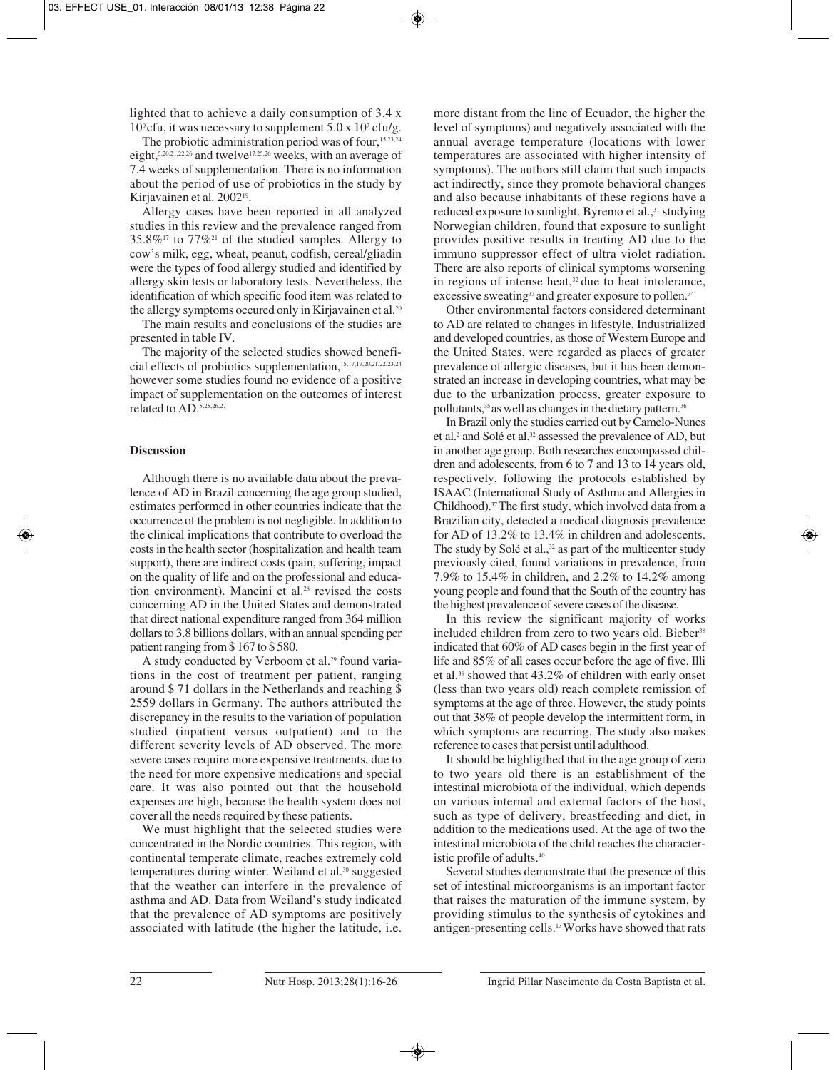lighted that to achieve a daily consumption of $3.4 \times 10^9$ cfu, it was necessary to supplement $5.0 \times 10^7$ cfu/g.

The probiotic administration period was of four,[15,23,24] eight,[5,20,21,22,26] and twelve[17,25,26] weeks, with an average of 7.4 weeks of supplementation. There is no information about the period of use of probiotics in the study by Kirjavainen et al. 2002[19].

Allergy cases have been reported in all analyzed studies in this review and the prevalence ranged from 35.8%[17] to 77%[21] of the studied samples. Allergy to cow's milk, egg, wheat, peanut, codfish, cereal/gliadin were the types of food allergy studied and identified by allergy skin tests or laboratory tests. Nevertheless, the identification of which specific food item was related to the allergy symptoms occured only in Kirjavainen et al.[20]

The main results and conclusions of the studies are presented in table IV.

The majority of the selected studies showed beneficial effects of probiotics supplementation,[15,17,19,20,21,22,23,24] however some studies found no evidence of a positive impact of supplementation on the outcomes of interest related to AD.[5,25,26,27]

## Discussion

Although there is no available data about the prevalence of AD in Brazil concerning the age group studied, estimates performed in other countries indicate that the occurrence of the problem is not negligible. In addition to the clinical implications that contribute to overload the costs in the health sector (hospitalization and health team support), there are indirect costs (pain, suffering, impact on the quality of life and on the professional and education environment). Mancini et al.[28] revised the costs concerning AD in the United States and demonstrated that direct national expenditure ranged from 364 million dollars to 3.8 billions dollars, with an annual spending per patient ranging from $ 167 to $ 580.

A study conducted by Verboom et al.[29] found variations in the cost of treatment per patient, ranging around $ 71 dollars in the Netherlands and reaching $ 2559 dollars in Germany. The authors attributed the discrepancy in the results to the variation of population studied (inpatient versus outpatient) and to the different severity levels of AD observed. The more severe cases require more expensive treatments, due to the need for more expensive medications and special care. It was also pointed out that the household expenses are high, because the health system does not cover all the needs required by these patients.

We must highlight that the selected studies were concentrated in the Nordic countries. This region, with continental temperate climate, reaches extremely cold temperatures during winter. Weiland et al.[30] suggested that the weather can interfere in the prevalence of asthma and AD. Data from Weiland's study indicated that the prevalence of AD symptoms are positively associated with latitude (the higher the latitude, i.e. more distant from the line of Ecuador, the higher the level of symptoms) and negatively associated with the annual average temperature (locations with lower temperatures are associated with higher intensity of symptoms). The authors still claim that such impacts act indirectly, since they promote behavioral changes and also because inhabitants of these regions have a reduced exposure to sunlight. Byremo et al.,[31] studying Norwegian children, found that exposure to sunlight provides positive results in treating AD due to the immuno suppressor effect of ultra violet radiation. There are also reports of clinical symptoms worsening in regions of intense heat,[32] due to heat intolerance, excessive sweating[33] and greater exposure to pollen.[34]

Other environmental factors considered determinant to AD are related to changes in lifestyle. Industrialized and developed countries, as those of Western Europe and the United States, were regarded as places of greater prevalence of allergic diseases, but it has been demonstrated an increase in developing countries, what may be due to the urbanization process, greater exposure to pollutants,[35] as well as changes in the dietary pattern.[36]

In Brazil only the studies carried out by Camelo-Nunes et al.[2] and Solé et al.[32] assessed the prevalence of AD, but in another age group. Both researches encompassed children and adolescents, from 6 to 7 and 13 to 14 years old, respectively, following the protocols established by ISAAC (International Study of Asthma and Allergies in Childhood).[37] The first study, which involved data from a Brazilian city, detected a medical diagnosis prevalence for AD of 13.2% to 13.4% in children and adolescents. The study by Solé et al.,[32] as part of the multicenter study previously cited, found variations in prevalence, from 7.9% to 15.4% in children, and 2.2% to 14.2% among young people and found that the South of the country has the highest prevalence of severe cases of the disease.

In this review the significant majority of works included children from zero to two years old. Bieber[38] indicated that 60% of AD cases begin in the first year of life and 85% of all cases occur before the age of five. Illi et al.[39] showed that 43.2% of children with early onset (less than two years old) reach complete remission of symptoms at the age of three. However, the study points out that 38% of people develop the intermittent form, in which symptoms are recurring. The study also makes reference to cases that persist until adulthood.

It should be highligthed that in the age group of zero to two years old there is an establishment of the intestinal microbiota of the individual, which depends on various internal and external factors of the host, such as type of delivery, breastfeeding and diet, in addition to the medications used. At the age of two the intestinal microbiota of the child reaches the characteristic profile of adults.[40]

Several studies demonstrate that the presence of this set of intestinal microorganisms is an important factor that raises the maturation of the immune system, by providing stimulus to the synthesis of cytokines and antigen-presenting cells.[13] Works have showed that rats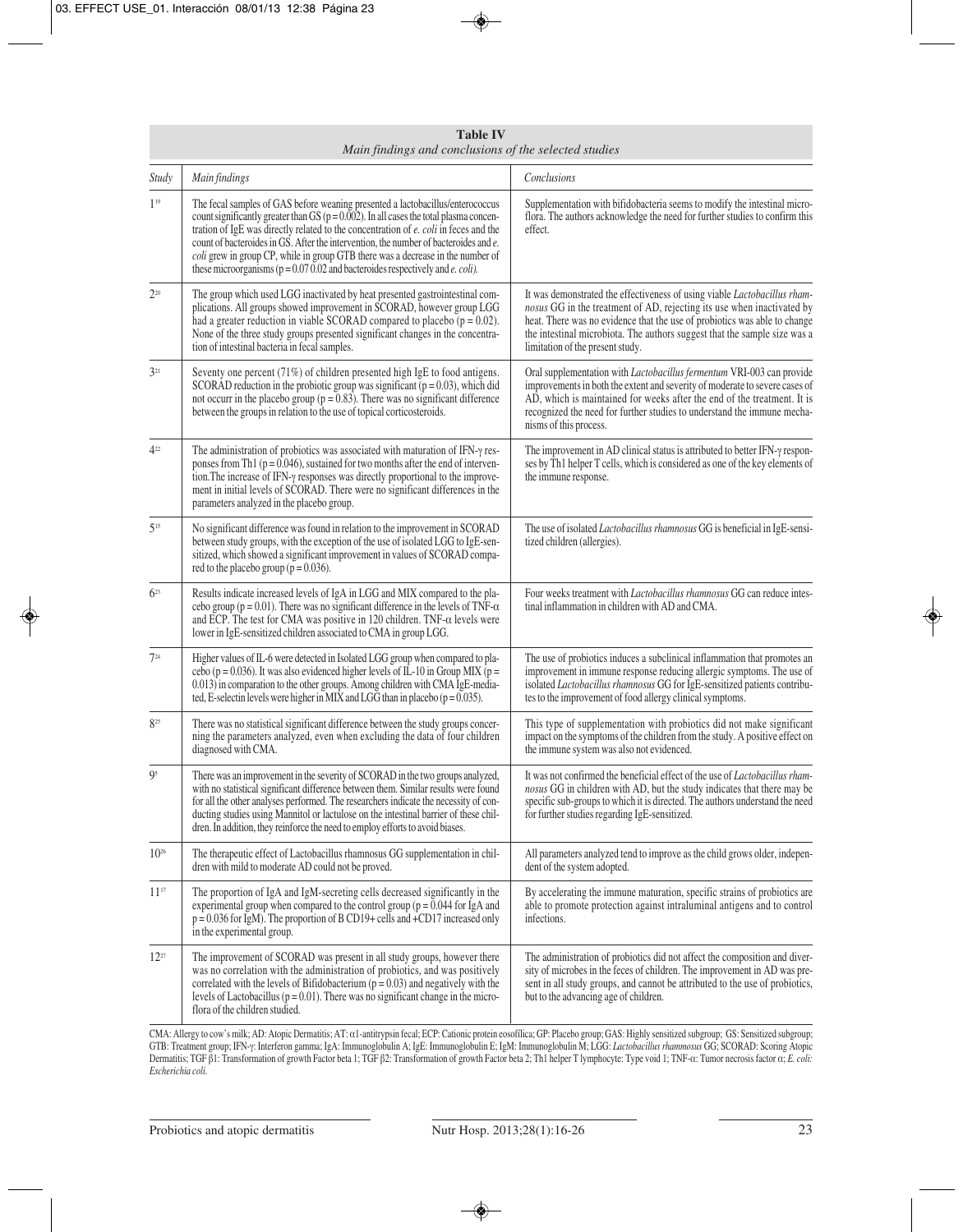**Table IV**
*Main findings and conclusions of the selected studies*

| *Study* | *Main findings* | *Conclusions* |
|---|---|---|
| 1[19] | The fecal samples of GAS before weaning presented a lactobacillus/enterococcus count significantly greater than GS ($p = 0.002$). In all cases the total plasma concentration of IgE was directly related to the concentration of *e. coli* in feces and the count of bacteroides in GS. After the intervention, the number of bacteroides and *e. coli* grew in group CP, while in group GTB there was a decrease in the number of these microorganisms ($p = 0.07$ 0.02 and bacteroides respectively and *e. coli).* | Supplementation with bifidobacteria seems to modify the intestinal microflora. The authors acknowledge the need for further studies to confirm this effect. |
| 2[20] | The group which used LGG inactivated by heat presented gastrointestinal complications. All groups showed improvement in SCORAD, however group LGG had a greater reduction in viable SCORAD compared to placebo ($p = 0.02$). None of the three study groups presented significant changes in the concentration of intestinal bacteria in fecal samples. | It was demonstrated the effectiveness of using viable *Lactobacillus rhamnosus* GG in the treatment of AD, rejecting its use when inactivated by heat. There was no evidence that the use of probiotics was able to change the intestinal microbiota. The authors suggest that the sample size was a limitation of the present study. |
| 3[21] | Seventy one percent (71%) of children presented high IgE to food antigens. SCORAD reduction in the probiotic group was significant ($p = 0.03$), which did not occurr in the placebo group ($p = 0.83$). There was no significant difference between the groups in relation to the use of topical corticosteroids. | Oral supplementation with *Lactobacillus fermentum* VRI-003 can provide improvements in both the extent and severity of moderate to severe cases of AD, which is maintained for weeks after the end of the treatment. It is recognized the need for further studies to understand the immune mechanisms of this process. |
| 4[22] | The administration of probiotics was associated with maturation of IFN-γ responses from Th1 ($p = 0.046$), sustained for two months after the end of intervention.The increase of IFN-γ responses was directly proportional to the improvement in initial levels of SCORAD. There were no significant differences in the parameters analyzed in the placebo group. | The improvement in AD clinical status is attributed to better IFN-γ responses by Th1 helper T cells, which is considered as one of the key elements of the immune response. |
| 5[15] | No significant difference was found in relation to the improvement in SCORAD between study groups, with the exception of the use of isolated LGG to IgE-sensitized, which showed a significant improvement in values of SCORAD compared to the placebo group ($p = 0.036$). | The use of isolated *Lactobacillus rhamnosus* GG is beneficial in IgE-sensitized children (allergies). |
| 6[23] | Results indicate increased levels of IgA in LGG and MIX compared to the placebo group ($p = 0.01$). There was no significant difference in the levels of TNF-α and ECP. The test for CMA was positive in 120 children. TNF-α levels were lower in IgE-sensitized children associated to CMA in group LGG. | Four weeks treatment with *Lactobacillus rhamnosus* GG can reduce intestinal inflammation in children with AD and CMA. |
| 7[24] | Higher values of IL-6 were detected in Isolated LGG group when compared to placebo ($p = 0.036$). It was also evidenced higher levels of IL-10 in Group MIX ($p = 0.013$) in comparation to the other groups. Among children with CMA IgE-mediated, E-selectin levels were higher in MIX and LGG than in placebo ($p = 0.035$). | The use of probiotics induces a subclinical inflammation that promotes an improvement in immune response reducing allergic symptoms. The use of isolated *Lactobacillus rhamnosus* GG for IgE-sensitized patients contributes to the improvement of food allergy clinical symptoms. |
| 8[25] | There was no statistical significant difference between the study groups concerning the parameters analized, even when excluding the data of four children diagnosed with CMA. | This type of supplementation with probiotics did not make significant impact on the symptoms of the children from the study. A positive effect on the immune system was also not evidenced. |
| 9[5] | There was an improvement in the severity of SCORAD in the two groups analyzed, with no statistical significant difference between them. Similar results were found for all the other analyses performed. The researchers indicate the necessity of conducting studies using Mannitol or lactulose on the intestinal barrier of these children. In addition, they reinforce the need to employ efforts to avoid biases. | It was not confirmed the beneficial effect of the use of *Lactobacillus rhamnosus* GG in children with AD, but the study indicates that there may be specific sub-groups to which it is directed. The authors understand the need for further studies regarding IgE-sensitized. |
| 10[26] | The therapeutic effect of Lactobacillus rhamnosus GG supplementation in children with mild to moderate AD could not be proved. | All parameters analyzed tend to improve as the child grows older, independent of the system adopted. |
| 11[17] | The proportion of IgA and IgM-secreting cells decreased significantly in the experimental group when compared to the control group ($p = 0.044$ for IgA and $p = 0.036$ for IgM). The proportion of B CD19+ cells and +CD17 increased only in the experimental group. | By accelerating the immune maturation, specific strains of probiotics are able to promote protection against intraluminal antigens and to control infections. |
| 12[27] | The improvement of SCORAD was present in all study groups, however there was no correlation with the administration of probiotics, and was positively correlated with the levels of Bifidobacterium ($p = 0.03$) and negatively with the levels of Lactobacillus ($p = 0.01$). There was no significant change in the microflora of the children studied. | The administration of probiotics did not affect the composition and diversity of microbes in the feces of children. The improvement in AD was present in all study groups, and cannot be attributed to the use of probiotics, but to the advancing age of children. |

CMA: Allergy to cow's milk; AD: Atopic Dermatitis; AT: α1-antitrypsin fecal; ECP: Cationic protein eosofílica; GP: Placebo group; GAS: Highly sensitized subgroup; GS: Sensitized subgroup; GTB: Treatment group; IFN-γ: Interferon gamma; IgA: Immunoglobulin A; IgE: Immunoglobulin E; IgM: Immunoglobulin M; LGG: *Lactobacillus rhamnosus* GG; SCORAD: Scoring Atopic Dermatitis; TGF β1: Transformation of growth Factor beta 1; TGF β2: Transformation of growth Factor beta 2; Th1 helper T lymphocyte: Type void 1; TNF-α: Tumor necrosis factor α; *E. coli: Escherichia coli.*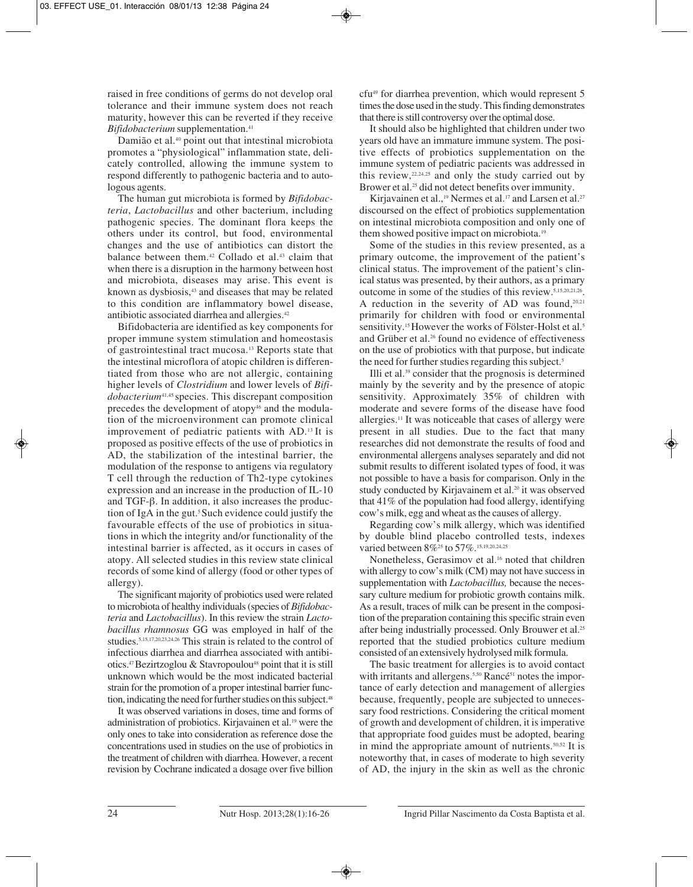raised in free conditions of germs do not develop oral tolerance and their immune system does not reach maturity, however this can be reverted if they receive *Bifidobacterium* supplementation.[41]

Damião et al.[40] point out that intestinal microbiota promotes a "physiological" inflammation state, delicately controlled, allowing the immune system to respond differently to pathogenic bacteria and to autologous agents.

The human gut microbiota is formed by *Bifidobacteria*, *Lactobacillus* and other bacterium, including pathogenic species. The dominant flora keeps the others under its control, but food, environmental changes and the use of antibiotics can distort the balance between them.[42] Collado et al.[43] claim that when there is a disruption in the harmony between host and microbiota, diseases may arise. This event is known as dysbiosis,[43] and diseases that may be related to this condition are inflammatory bowel disease, antibiotic associated diarrhea and allergies.[42]

Bifidobacteria are identified as key components for proper immune system stimulation and homeostasis of gastrointestinal tract mucosa.[13] Reports state that the intestinal microflora of atopic children is differentiated from those who are not allergic, containing higher levels of *Clostridium* and lower levels of *Bifidobacterium*[41,45] species. This discrepant composition precedes the development of atopy[46] and the modulation of the microenvironment can promote clinical improvement of pediatric patients with AD.[13] It is proposed as positive effects of the use of probiotics in AD, the stabilization of the intestinal barrier, the modulation of the response to antigens via regulatory T cell through the reduction of Th2-type cytokines expression and an increase in the production of IL-10 and TGF-β. In addition, it also increases the production of IgA in the gut.[5] Such evidence could justify the favourable effects of the use of probiotics in situations in which the integrity and/or functionality of the intestinal barrier is affected, as it occurs in cases of atopy. All selected studies in this review state clinical records of some kind of allergy (food or other types of allergy).

The significant majority of probiotics used were related to microbiota of healthy individuals (species of *Bifidobacteria* and *Lactobacillus*). In this review the strain *Lactobacillus rhamnosus* GG was employed in half of the studies.[5,15,17,20,23,24,26] This strain is related to the control of infectious diarrhea and diarrhea associated with antibiotics.[47] Bezirtzoglou & Stavropoulou[48] point that it is still unknown which would be the most indicated bacterial strain for the promotion of a proper intestinal barrier function, indicating the need for further studies on this subject.[48]

It was observed variations in doses, time and forms of administration of probiotics. Kirjavainen et al.[19] were the only ones to take into consideration as reference dose the concentrations used in studies on the use of probiotics in the treatment of children with diarrhea. However, a recent revision by Cochrane indicated a dosage over five billion cfu[49] for diarrhea prevention, which would represent 5 times the dose used in the study. This finding demonstrates that there is still controversy over the optimal dose.

It should also be highlighted that children under two years old have an immature immune system. The positive effects of probiotics supplementation on the immune system of pediatric pacients was addressed in this review,[22,24,25] and only the study carried out by Brower et al.[25] did not detect benefits over immunity.

Kirjavainen et al.,[19] Nermes et al.[17] and Larsen et al.[27] discoursed on the effect of probiotics supplementation on intestinal microbiota composition and only one of them showed positive impact on microbiota.[19]

Some of the studies in this review presented, as a primary outcome, the improvement of the patient's clinical status. The improvement of the patient's clinical status was presented, by their authors, as a primary outcome in some of the studies of this review.[5,15,20,21,26]. A reduction in the severity of AD was found,[20,21] primarily for children with food or environmental sensitivity.[15] However the works of Fölster-Holst et al.[5] and Grüber et al.[26] found no evidence of effectiveness on the use of probiotics with that purpose, but indicate the need for further studies regarding this subject.[5]

Illi et al.[39] consider that the prognosis is determined mainly by the severity and by the presence of atopic sensitivity. Approximately 35% of children with moderate and severe forms of the disease have food allergies.[11] It was noticeable that cases of allergy were present in all studies. Due to the fact that many researches did not demonstrate the results of food and environmental allergens analyses separately and did not submit results to different isolated types of food, it was not possible to have a basis for comparison. Only in the study conducted by Kirjavainem et al.[20] it was observed that 41% of the population had food allergy, identifying cow's milk, egg and wheat as the causes of allergy.

Regarding cow's milk allergy, which was identified by double blind placebo controlled tests, indexes varied between 8%[25] to 57%.[15,19,20,24,25]

Nonetheless, Gerasimov et al.[16] noted that children with allergy to cow's milk (CM) may not have success in supplementation with *Lactobacillus,* because the necessary culture medium for probiotic growth contains milk. As a result, traces of milk can be present in the composition of the preparation containing this specific strain even after being industrially processed. Only Brouwer et al.[25] reported that the studied probiotics culture medium consisted of an extensively hydrolysed milk formula.

The basic treatment for allergies is to avoid contact with irritants and allergens.[5,50] Rancé[51] notes the importance of early detection and management of allergies because, frequently, people are subjected to unnecessary food restrictions. Considering the critical moment of growth and development of children, it is imperative that appropriate food guides must be adopted, bearing in mind the appropriate amount of nutrients.[50,52] It is noteworthy that, in cases of moderate to high severity of AD, the injury in the skin as well as the chronic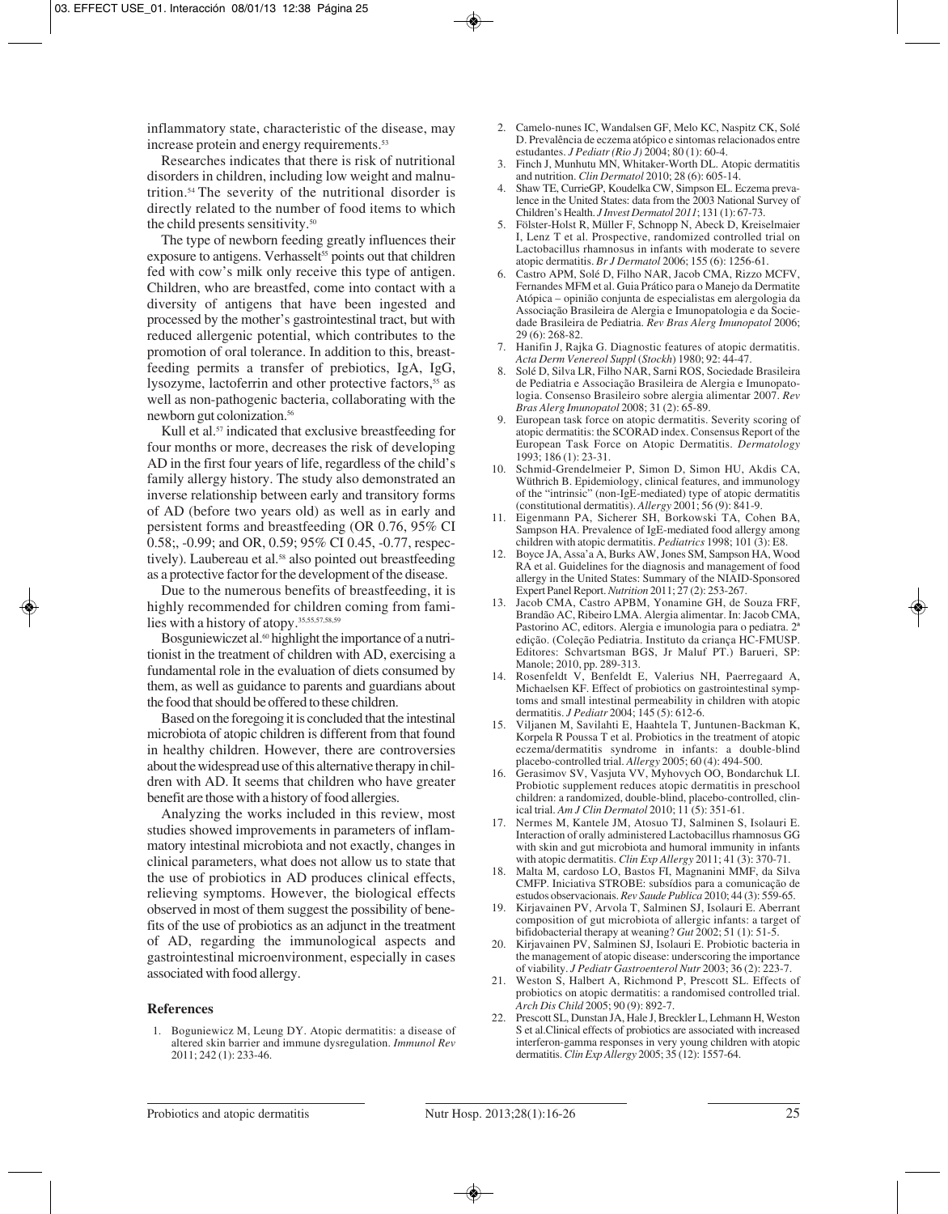inflammatory state, characteristic of the disease, may increase protein and energy requirements.[53]

Researches indicates that there is risk of nutritional disorders in children, including low weight and malnutrition.[54] The severity of the nutritional disorder is directly related to the number of food items to which the child presents sensitivity.[50]

The type of newborn feeding greatly influences their exposure to antigens. Verhasselt[55] points out that children fed with cow's milk only receive this type of antigen. Children, who are breastfed, come into contact with a diversity of antigens that have been ingested and processed by the mother's gastrointestinal tract, but with reduced allergenic potential, which contributes to the promotion of oral tolerance. In addition to this, breastfeeding permits a transfer of prebiotics, IgA, IgG, lysozyme, lactoferrin and other protective factors,[55] as well as non-pathogenic bacteria, collaborating with the newborn gut colonization.[56]

Kull et al.[57] indicated that exclusive breastfeeding for four months or more, decreases the risk of developing AD in the first four years of life, regardless of the child's family allergy history. The study also demonstrated an inverse relationship between early and transitory forms of AD (before two years old) as well as in early and persistent forms and breastfeeding (OR 0.76, 95% CI 0.58;, -0.99; and OR, 0.59; 95% CI 0.45, -0.77, respectively). Laubereau et al.[58] also pointed out breastfeeding as a protective factor for the development of the disease.

Due to the numerous benefits of breastfeeding, it is highly recommended for children coming from families with a history of atopy.[35,55,57,58,59]

Bosguniewiczet al.[60] highlight the importance of a nutritionist in the treatment of children with AD, exercising a fundamental role in the evaluation of diets consumed by them, as well as guidance to parents and guardians about the food that should be offered to these children.

Based on the foregoing it is concluded that the intestinal microbiota of atopic children is different from that found in healthy children. However, there are controversies about the widespread use of this alternative therapy in children with AD. It seems that children who have greater benefit are those with a history of food allergies.

Analyzing the works included in this review, most studies showed improvements in parameters of inflammatory intestinal microbiota and not exactly, changes in clinical parameters, what does not allow us to state that the use of probiotics in AD produces clinical effects, relieving symptoms. However, the biological effects observed in most of them suggest the possibility of benefits of the use of probiotics as an adjunct in the treatment of AD, regarding the immunological aspects and gastrointestinal microenvironment, especially in cases associated with food allergy.

## References

1. Boguniewicz M, Leung DY. Atopic dermatitis: a disease of altered skin barrier and immune dysregulation. *Immunol Rev* 2011; 242 (1): 233-46.
2. Camelo-nunes IC, Wandalsen GF, Melo KC, Naspitz CK, Solé D. Prevalência de eczema atópico e sintomas relacionados entre estudantes. *J Pediatr (Rio J)* 2004; 80 (1): 60-4.
3. Finch J, Munhutu MN, Whitaker-Worth DL. Atopic dermatitis and nutrition. *Clin Dermatol* 2010; 28 (6): 605-14.
4. Shaw TE, CurrieGP, Koudelka CW, Simpson EL. Eczema prevalence in the United States: data from the 2003 National Survey of Children's Health. *J Invest Dermatol 2011*; 131 (1): 67-73.
5. Fölster-Holst R, Müller F, Schnopp N, Abeck D, Kreiselmaier I, Lenz T et al. Prospective, randomized controlled trial on Lactobacillus rhamnosus in infants with moderate to severe atopic dermatitis. *Br J Dermatol* 2006; 155 (6): 1256-61.
6. Castro APM, Solé D, Filho NAR, Jacob CMA, Rizzo MCFV, Fernandes MFM et al. Guia Prático para o Manejo da Dermatite Atópica – opinião conjunta de especialistas em alergologia da Associação Brasileira de Alergia e Imunopatologia e da Sociedade Brasileira de Pediatria. *Rev Bras Alerg Imunopatol* 2006; 29 (6): 268-82.
7. Hanifin J, Rajka G. Diagnostic features of atopic dermatitis. *Acta Derm Venereol Suppl* (*Stockh*) 1980; 92: 44-47.
8. Solé D, Silva LR, Filho NAR, Sarni ROS, Sociedade Brasileira de Pediatria e Associação Brasileira de Alergia e Imunopatologia. Consenso Brasileiro sobre alergia alimentar 2007. *Rev Bras Alerg Imunopatol* 2008; 31 (2): 65-89.
9. European task force on atopic dermatitis. Severity scoring of atopic dermatitis: the SCORAD index. Consensus Report of the European Task Force on Atopic Dermatitis. *Dermatology* 1993; 186 (1): 23-31.
10. Schmid-Grendelmeier P, Simon D, Simon HU, Akdis CA, Wüthrich B. Epidemiology, clinical features, and immunology of the "intrinsic" (non-IgE-mediated) type of atopic dermatitis (constitutional dermatitis). *Allergy* 2001; 56 (9): 841-9.
11. Eigenmann PA, Sicherer SH, Borkowski TA, Cohen BA, Sampson HA. Prevalence of IgE-mediated food allergy among children with atopic dermatitis. *Pediatrics* 1998; 101 (3): E8.
12. Boyce JA, Assa'a A, Burks AW, Jones SM, Sampson HA, Wood RA et al. Guidelines for the diagnosis and management of food allergy in the United States: Summary of the NIAID-Sponsored Expert Panel Report. *Nutrition* 2011; 27 (2): 253-267.
13. Jacob CMA, Castro APBM, Yonamine GH, de Souza FRF, Brandão AC, Ribeiro LMA. Alergia alimentar. In: Jacob CMA, Pastorino AC, editors. Alergia e imunologia para o pediatra. 2ª edição. (Coleção Pediatria. Instituto da criança HC-FMUSP. Editores: Schvartsman BGS, Jr Maluf PT.) Barueri, SP: Manole; 2010, pp. 289-313.
14. Rosenfeldt V, Benfeldt E, Valerius NH, Paerregaard A, Michaelsen KF. Effect of probiotics on gastrointestinal symptoms and small intestinal permeability in children with atopic dermatitis. *J Pediatr* 2004; 145 (5): 612-6.
15. Viljanen M, Savilahti E, Haahtela T, Juntunen-Backman K, Korpela R Poussa T et al. Probiotics in the treatment of atopic eczema/dermatitis syndrome in infants: a double-blind placebo-controlled trial. *Allergy* 2005; 60 (4): 494-500.
16. Gerasimov SV, Vasjuta VV, Myhovych OO, Bondarchuk LI. Probiotic supplement reduces atopic dermatitis in preschool children: a randomized, double-blind, placebo-controlled, clinical trial. *Am J Clin Dermatol* 2010; 11 (5): 351-61.
17. Nermes M, Kantele JM, Atosuo TJ, Salminen S, Isolauri E. Interaction of orally administered Lactobacillus rhamnosus GG with skin and gut microbiota and humoral immunity in infants with atopic dermatitis. *Clin Exp Allergy* 2011; 41 (3): 370-71.
18. Malta M, cardoso LO, Bastos FI, Magnanini MMF, da Silva CMFP. Iniciativa STROBE: subsídios para a comunicação de estudos observacionais. *Rev Saude Publica* 2010; 44 (3): 559-65.
19. Kirjavainen PV, Arvola T, Salminen SJ, Isolauri E. Aberrant composition of gut microbiota of allergic infants: a target of bifidobacterial therapy at weaning? *Gut* 2002; 51 (1): 51-5.
20. Kirjavainen PV, Salminen SJ, Isolauri E. Probiotic bacteria in the management of atopic disease: underscoring the importance of viability. *J Pediatr Gastroenterol Nutr* 2003; 36 (2): 223-7.
21. Weston S, Halbert A, Richmond P, Prescott SL. Effects of probiotics on atopic dermatitis: a randomised controlled trial. *Arch Dis Child* 2005; 90 (9): 892-7.
22. Prescott SL, Dunstan JA, Hale J, Breckler L, Lehmann H, Weston S et al.Clinical effects of probiotics are associated with increased interferon-gamma responses in very young children with atopic dermatitis. *Clin Exp Allergy* 2005; 35 (12): 1557-64.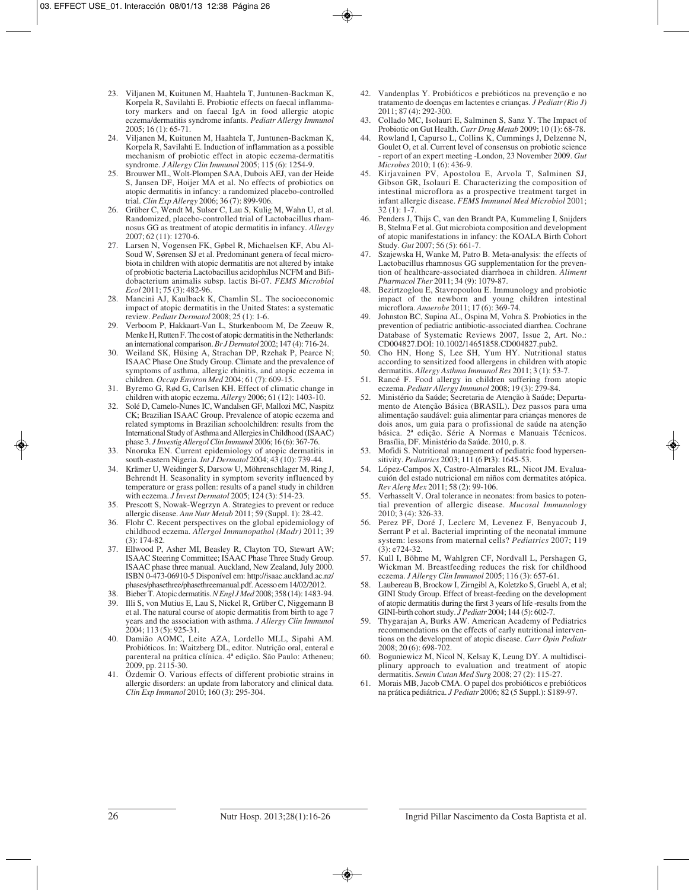23. Viljanen M, Kuitunen M, Haahtela T, Juntunen-Backman K, Korpela R, Savilahti E. Probiotic effects on faecal inflammatory markers and on faecal IgA in food allergic atopic eczema/dermatitis syndrome infants. *Pediatr Allergy Immunol* 2005; 16 (1): 65-71.
24. Viljanen M, Kuitunen M, Haahtela T, Juntunen-Backman K, Korpela R, Savilahti E. Induction of inflammation as a possible mechanism of probiotic effect in atopic eczema-dermatitis syndrome. *J Allergy Clin Immunol* 2005; 115 (6): 1254-9.
25. Brouwer ML, Wolt-Plompen SAA, Dubois AEJ, van der Heide S, Jansen DF, Hoijer MA et al. No effects of probiotics on atopic dermatitis in infancy: a randomized placebo-controlled trial. *Clin Exp Allergy* 2006; 36 (7): 899-906.
26. Grüber C, Wendt M, Sulser C, Lau S, Kulig M, Wahn U, et al. Randomized, placebo-controlled trial of Lactobacillus rhamnosus GG as treatment of atopic dermatitis in infancy. *Allergy* 2007; 62 (11): 1270-6.
27. Larsen N, Vogensen FK, Gøbel R, Michaelsen KF, Abu Al-Soud W, Sørensen SJ et al. Predominant genera of fecal microbiota in children with atopic dermatitis are not altered by intake of probiotic bacteria Lactobacillus acidophilus NCFM and Bifidobacterium animalis subsp. lactis Bi-07. *FEMS Microbiol Ecol* 2011; 75 (3): 482-96.
28. Mancini AJ, Kaulback K, Chamlin SL. The socioeconomic impact of atopic dermatitis in the United States: a systematic review. *Pediatr Dermatol* 2008; 25 (1): 1-6.
29. Verboom P, Hakkaart-Van L, Sturkenboom M, De Zeeuw R, Menke H, Rutten F. The cost of atopic dermatitis in the Netherlands: an international comparison. *Br J Dermatol* 2002; 147 (4): 716-24.
30. Weiland SK, Hüsing A, Strachan DP, Rzehak P, Pearce N; ISAAC Phase One Study Group. Climate and the prevalence of symptoms of asthma, allergic rhinitis, and atopic eczema in children. *Occup Environ Med* 2004; 61 (7): 609-15.
31. Byremo G, Rød G, Carlsen KH. Effect of climatic change in children with atopic eczema. *Allergy* 2006; 61 (12): 1403-10.
32. Solé D, Camelo-Nunes IC, Wandalsen GF, Mallozi MC, Naspitz CK; Brazilian ISAAC Group. Prevalence of atopic eczema and related symptoms in Brazilian schoolchildren: results from the International Study of Asthma and Allergies in Childhood (ISAAC) phase 3. *J Investig Allergol Clin Immunol* 2006; 16 (6): 367-76.
33. Nnoruka EN. Current epidemiology of atopic dermatitis in south-eastern Nigeria. *Int J Dermatol* 2004; 43 (10): 739-44.
34. Krämer U, Weidinger S, Darsow U, Möhrenschlager M, Ring J, Behrendt H. Seasonality in symptom severity influenced by temperature or grass pollen: results of a panel study in children with eczema. *J Invest Dermatol* 2005; 124 (3): 514-23.
35. Prescott S, Nowak-Wegrzyn A. Strategies to prevent or reduce allergic disease. *Ann Nutr Metab* 2011; 59 (Suppl. 1): 28-42.
36. Flohr C. Recent perspectives on the global epidemiology of childhood eczema. *Allergol Immunopathol (Madr)* 2011; 39 (3): 174-82.
37. Ellwood P, Asher MI, Beasley R, Clayton TO, Stewart AW; ISAAC Steering Committee; ISAAC Phase Three Study Group. ISAAC phase three manual. Auckland, New Zealand, July 2000. ISBN 0-473-06910-5 Disponível em: http://isaac.auckland.ac.nz/phases/phasethree/phasethreemanual.pdf. Acesso em 14/02/2012.
38. Bieber T. Atopic dermatitis. *N Engl J Med* 2008; 358 (14): 1483-94.
39. Illi S, von Mutius E, Lau S, Nickel R, Grüber C, Niggemann B et al. The natural course of atopic dermatitis from birth to age 7 years and the association with asthma. *J Allergy Clin Immunol* 2004; 113 (5): 925-31.
40. Damião AOMC, Leite AZA, Lordello MLL, Sipahi AM. Probióticos. In: Waitzberg DL, editor. Nutrição oral, enteral e parenteral na prática clínica. 4ª edição. São Paulo: Atheneu; 2009, pp. 2115-30.
41. Özdemir O. Various effects of different probiotic strains in allergic disorders: an update from laboratory and clinical data. *Clin Exp Immunol* 2010; 160 (3): 295-304.
42. Vandenplas Y. Probióticos e prebióticos na prevenção e no tratamento de doenças em lactentes e crianças. *J Pediatr (Rio J)* 2011; 87 (4): 292-300.
43. Collado MC, Isolauri E, Salminen S, Sanz Y. The Impact of Probiotic on Gut Health. *Curr Drug Metab* 2009; 10 (1): 68-78.
44. Rowland I, Capurso L, Collins K, Cummings J, Delzenne N, Goulet O, et al. Current level of consensus on probiotic science - report of an expert meeting -London, 23 November 2009. *Gut Microbes* 2010; 1 (6): 436-9.
45. Kirjavainen PV, Apostolou E, Arvola T, Salminen SJ, Gibson GR, Isolauri E. Characterizing the composition of intestinal microflora as a prospective treatment target in infant allergic disease. *FEMS Immunol Med Microbiol* 2001; 32 (1): 1-7.
46. Penders J, Thijs C, van den Brandt PA, Kummeling I, Snijders B, Stelma F et al. Gut microbiota composition and development of atopic manifestations in infancy: the KOALA Birth Cohort Study. *Gut* 2007; 56 (5): 661-7.
47. Szajewska H, Wanke M, Patro B. Meta-analysis: the effects of Lactobacillus rhamnosus GG supplementation for the prevention of healthcare-associated diarrhoea in children. *Aliment Pharmacol Ther* 2011; 34 (9): 1079-87.
48. Bezirtzoglou E, Stavropoulou E. Immunology and probiotic impact of the newborn and young children intestinal microflora. *Anaerobe* 2011; 17 (6): 369-74.
49. Johnston BC, Supina AL, Ospina M, Vohra S. Probiotics in the prevention of pediatric antibiotic-associated diarrhea. Cochrane Database of Systematic Reviews 2007, Issue 2, Art. No.: CD004827.DOI: 10.1002/14651858.CD004827.pub2.
50. Cho HN, Hong S, Lee SH, Yum HY. Nutritional status according to sensitized food allergens in children with atopic dermatitis. *Allergy Asthma Immunol Res* 2011; 3 (1): 53-7.
51. Rancé F. Food allergy in children suffering from atopic eczema. *Pediatr Allergy Immunol* 2008; 19 (3): 279-84.
52. Ministério da Saúde; Secretaria de Atenção à Saúde; Departamento de Atenção Básica (BRASIL). Dez passos para uma alimentação saudável: guia alimentar para crianças menores de dois anos, um guia para o profissional de saúde na atenção básica. 2ª edição. Série A Normas e Manuais Técnicos. Brasília, DF. Ministério da Saúde. 2010, p. 8.
53. Mofidi S. Nutritional management of pediatric food hypersensitivity. *Pediatrics* 2003; 111 (6 Pt3): 1645-53.
54. López-Campos X, Castro-Almarales RL, Nicot JM. Evaluacuión del estado nutricional em niños com dermatites atópica. *Rev Alerg Mex* 2011; 58 (2): 99-106.
55. Verhasselt V. Oral tolerance in neonates: from basics to potential prevention of allergic disease. *Mucosal Immunology* 2010; 3 (4): 326-33.
56. Perez PF, Doré J, Leclerc M, Levenez F, Benyacoub J, Serrant P et al. Bacterial imprinting of the neonatal immune system: lessons from maternal cells? *Pediatrics* 2007; 119 (3): e724-32.
57. Kull I, Böhme M, Wahlgren CF, Nordvall L, Pershagen G, Wickman M. Breastfeeding reduces the risk for childhood eczema. *J Allergy Clin Immunol* 2005; 116 (3): 657-61.
58. Laubereau B, Brockow I, Zirngibl A, Koletzko S, Gruebl A, et al; GINI Study Group. Effect of breast-feeding on the development of atopic dermatitis during the first 3 years of life -results from the GINI-birth cohort study. *J Pediatr* 2004; 144 (5): 602-7.
59. Thygarajan A, Burks AW. American Academy of Pediatrics recommendations on the effects of early nutritional interventions on the development of atopic disease. *Curr Opin Pediatr* 2008; 20 (6): 698-702.
60. Boguniewicz M, Nicol N, Kelsay K, Leung DY. A multidisciplinary approach to evaluation and treatment of atopic dermatitis. *Semin Cutan Med Surg* 2008; 27 (2): 115-27.
61. Morais MB, Jacob CMA. O papel dos probióticos e prebióticos na prática pediátrica. *J Pediatr* 2006; 82 (5 Suppl.): S189-97.